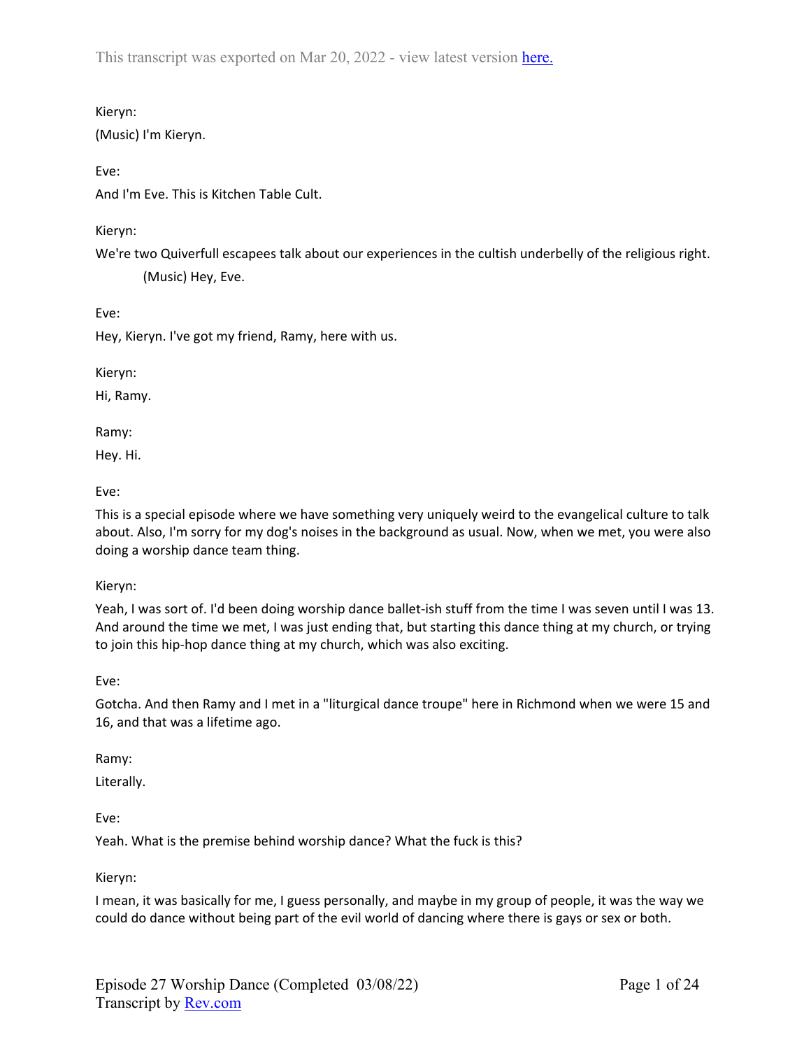This transcript was exported on Mar 20, 2022 - view latest version here.

Kieryn:

(Music) I'm Kieryn.

Eve:

And I'm Eve. This is Kitchen Table Cult.

Kieryn:

We're two Quiverfull escapees talk about our experiences in the cultish underbelly of the religious right.

(Music) Hey, Eve.

Eve:

Hey, Kieryn. I've got my friend, Ramy, here with us.

Kieryn:

Hi, Ramy.

Ramy:

Hey. Hi.

Eve:

This is a special episode where we have something very uniquely weird to the evangelical culture to talk about. Also, I'm sorry for my dog's noises in the background as usual. Now, when we met, you were also doing a worship dance team thing.

Kieryn:

Yeah, I was sort of. I'd been doing worship dance ballet-ish stuff from the time I was seven until I was 13. And around the time we met, I was just ending that, but starting this dance thing at my church, or trying to join this hip-hop dance thing at my church, which was also exciting.

Eve:

Gotcha. And then Ramy and I met in a "liturgical dance troupe" here in Richmond when we were 15 and 16, and that was a lifetime ago.

Ramy:

Literally.

Eve:

Yeah. What is the premise behind worship dance? What the fuck is this?

Kieryn:

I mean, it was basically for me, I guess personally, and maybe in my group of people, it was the way we could do dance without being part of the evil world of dancing where there is gays or sex or both.

Episode 27 Worship Dance (Completed 03/08/22)
Transcript by Rev.com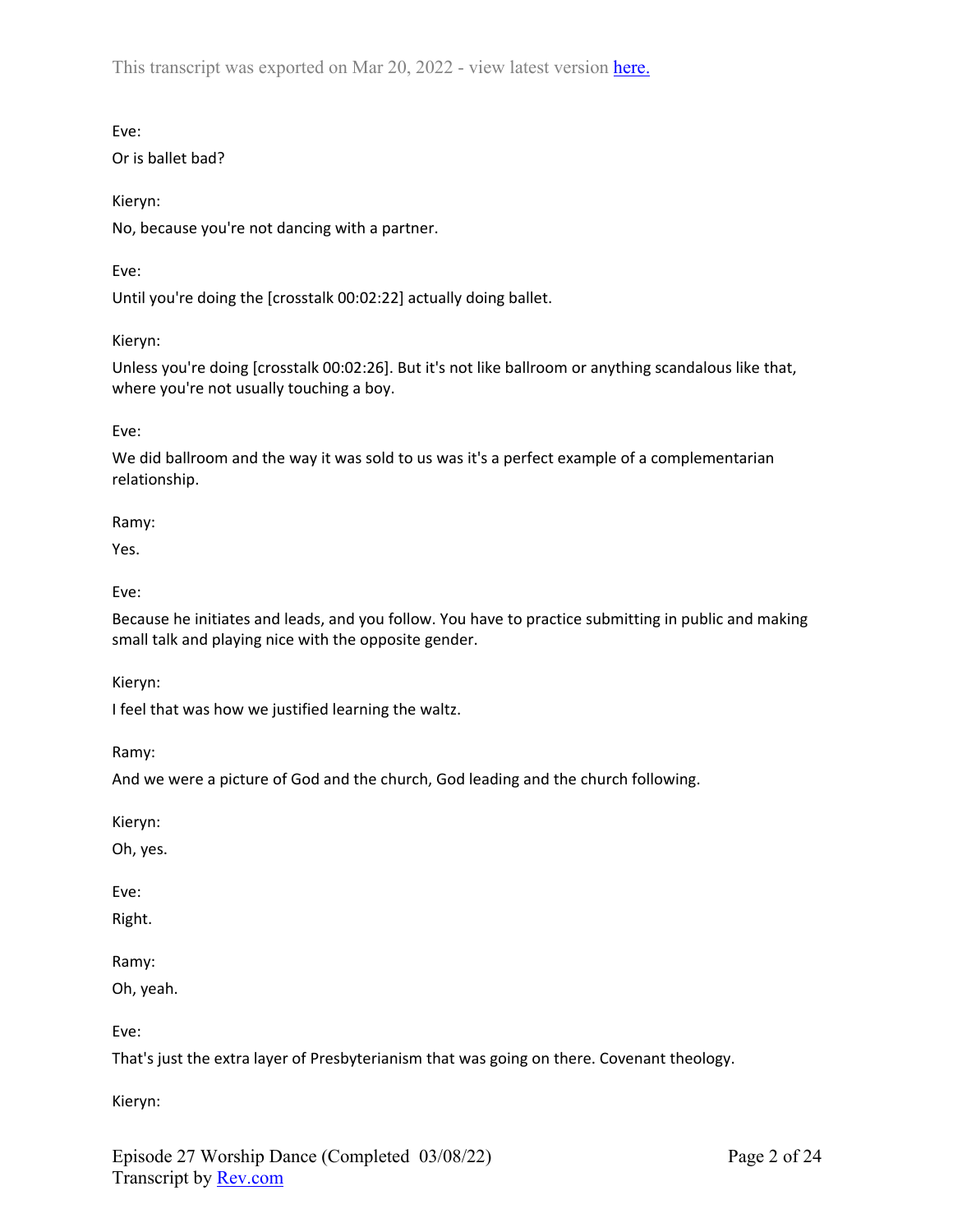Eve:

Or is ballet bad?

Kieryn:

No, because you're not dancing with a partner.

Eve:

Until you're doing the [crosstalk 00:02:22] actually doing ballet.

Kieryn:

Unless you're doing [crosstalk 00:02:26]. But it's not like ballroom or anything scandalous like that, where you're not usually touching a boy.

Eve:

We did ballroom and the way it was sold to us was it's a perfect example of a complementarian relationship.

Ramy:

Yes.

Eve:

Because he initiates and leads, and you follow. You have to practice submitting in public and making small talk and playing nice with the opposite gender.

Kieryn:

I feel that was how we justified learning the waltz.

Ramy:

And we were a picture of God and the church, God leading and the church following.

Kieryn:

Oh, yes.

Eve:

Right.

Ramy:

Oh, yeah.

Eve:

That's just the extra layer of Presbyterianism that was going on there. Covenant theology.

Kieryn: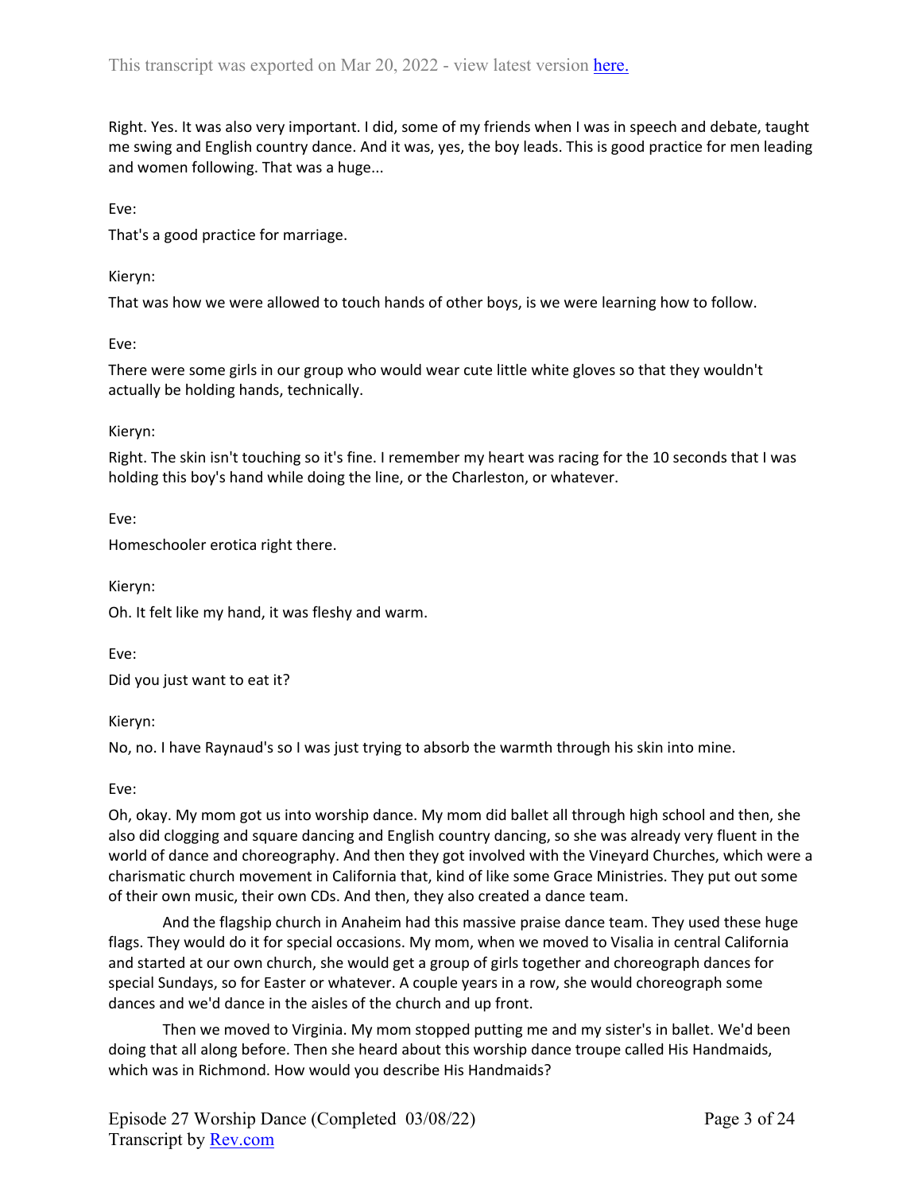Right. Yes. It was also very important. I did, some of my friends when I was in speech and debate, taught me swing and English country dance. And it was, yes, the boy leads. This is good practice for men leading and women following. That was a huge...

Eve:

That's a good practice for marriage.

Kieryn:

That was how we were allowed to touch hands of other boys, is we were learning how to follow.

Eve:

There were some girls in our group who would wear cute little white gloves so that they wouldn't actually be holding hands, technically.

Kieryn:

Right. The skin isn't touching so it's fine. I remember my heart was racing for the 10 seconds that I was holding this boy's hand while doing the line, or the Charleston, or whatever.

Eve:

Homeschooler erotica right there.

Kieryn:

Oh. It felt like my hand, it was fleshy and warm.

Eve:

Did you just want to eat it?

Kieryn:

No, no. I have Raynaud's so I was just trying to absorb the warmth through his skin into mine.

Eve:

Oh, okay. My mom got us into worship dance. My mom did ballet all through high school and then, she also did clogging and square dancing and English country dancing, so she was already very fluent in the world of dance and choreography. And then they got involved with the Vineyard Churches, which were a charismatic church movement in California that, kind of like some Grace Ministries. They put out some of their own music, their own CDs. And then, they also created a dance team.

And the flagship church in Anaheim had this massive praise dance team. They used these huge flags. They would do it for special occasions. My mom, when we moved to Visalia in central California and started at our own church, she would get a group of girls together and choreograph dances for special Sundays, so for Easter or whatever. A couple years in a row, she would choreograph some dances and we'd dance in the aisles of the church and up front.

Then we moved to Virginia. My mom stopped putting me and my sister's in ballet. We'd been doing that all along before. Then she heard about this worship dance troupe called His Handmaids, which was in Richmond. How would you describe His Handmaids?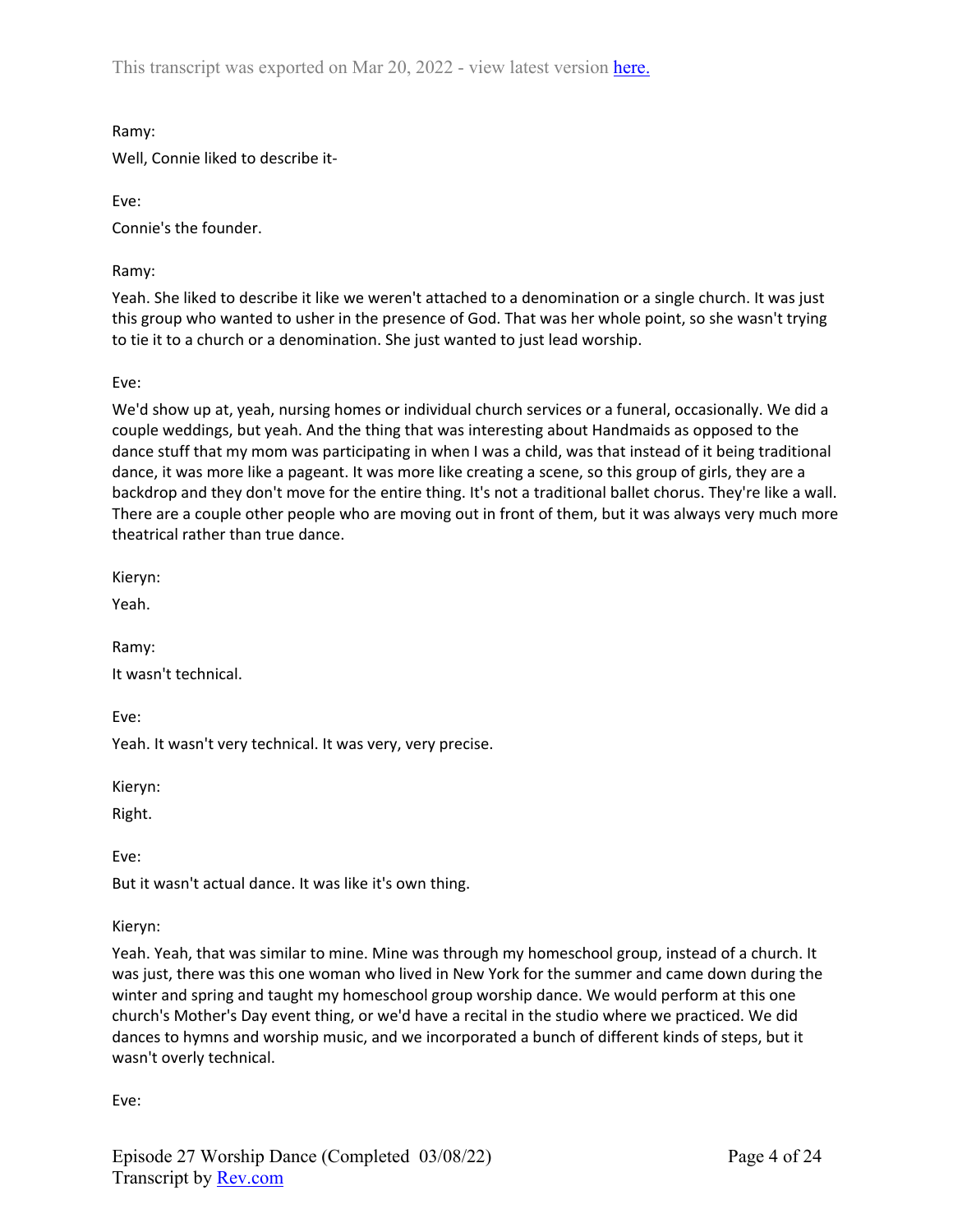Ramy:

Well, Connie liked to describe it-

Eve:

Connie's the founder.

Ramy:

Yeah. She liked to describe it like we weren't attached to a denomination or a single church. It was just this group who wanted to usher in the presence of God. That was her whole point, so she wasn't trying to tie it to a church or a denomination. She just wanted to just lead worship.

Eve:

We'd show up at, yeah, nursing homes or individual church services or a funeral, occasionally. We did a couple weddings, but yeah. And the thing that was interesting about Handmaids as opposed to the dance stuff that my mom was participating in when I was a child, was that instead of it being traditional dance, it was more like a pageant. It was more like creating a scene, so this group of girls, they are a backdrop and they don't move for the entire thing. It's not a traditional ballet chorus. They're like a wall. There are a couple other people who are moving out in front of them, but it was always very much more theatrical rather than true dance.

Kieryn:

Yeah.

Ramy:

It wasn't technical.

Eve:

Yeah. It wasn't very technical. It was very, very precise.

Kieryn:

Right.

Eve:

But it wasn't actual dance. It was like it's own thing.

Kieryn:

Yeah. Yeah, that was similar to mine. Mine was through my homeschool group, instead of a church. It was just, there was this one woman who lived in New York for the summer and came down during the winter and spring and taught my homeschool group worship dance. We would perform at this one church's Mother's Day event thing, or we'd have a recital in the studio where we practiced. We did dances to hymns and worship music, and we incorporated a bunch of different kinds of steps, but it wasn't overly technical.

Eve: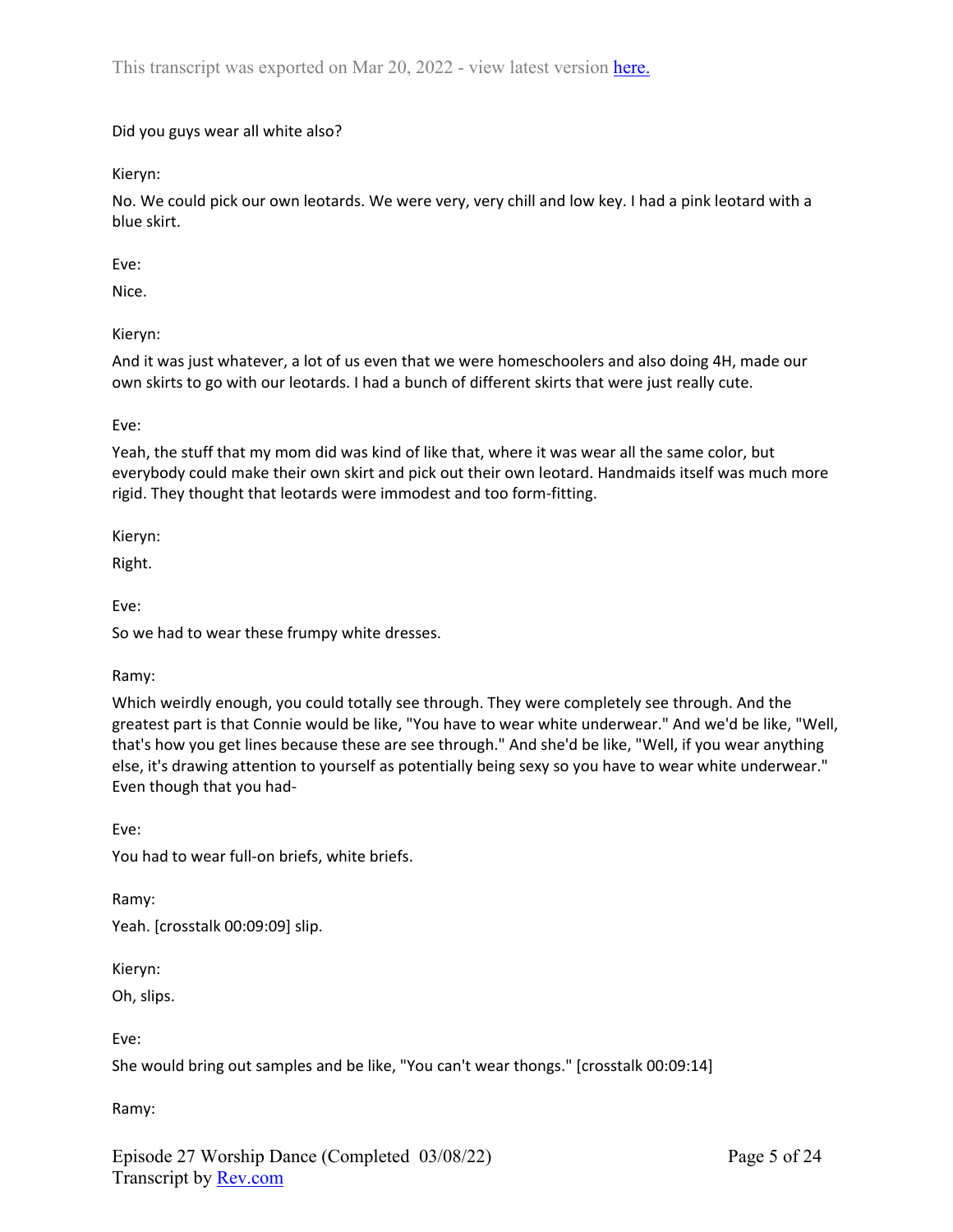Did you guys wear all white also?

Kieryn:

No. We could pick our own leotards. We were very, very chill and low key. I had a pink leotard with a blue skirt.

Eve:

Nice.

Kieryn:

And it was just whatever, a lot of us even that we were homeschoolers and also doing 4H, made our own skirts to go with our leotards. I had a bunch of different skirts that were just really cute.

Eve:

Yeah, the stuff that my mom did was kind of like that, where it was wear all the same color, but everybody could make their own skirt and pick out their own leotard. Handmaids itself was much more rigid. They thought that leotards were immodest and too form-fitting.

Kieryn:

Right.

Eve:

So we had to wear these frumpy white dresses.

Ramy:

Which weirdly enough, you could totally see through. They were completely see through. And the greatest part is that Connie would be like, "You have to wear white underwear." And we'd be like, "Well, that's how you get lines because these are see through." And she'd be like, "Well, if you wear anything else, it's drawing attention to yourself as potentially being sexy so you have to wear white underwear." Even though that you had-

Eve:

You had to wear full-on briefs, white briefs.

Ramy:

Yeah. [crosstalk 00:09:09] slip.

Kieryn:

Oh, slips.

Eve:

She would bring out samples and be like, "You can't wear thongs." [crosstalk 00:09:14]

Ramy: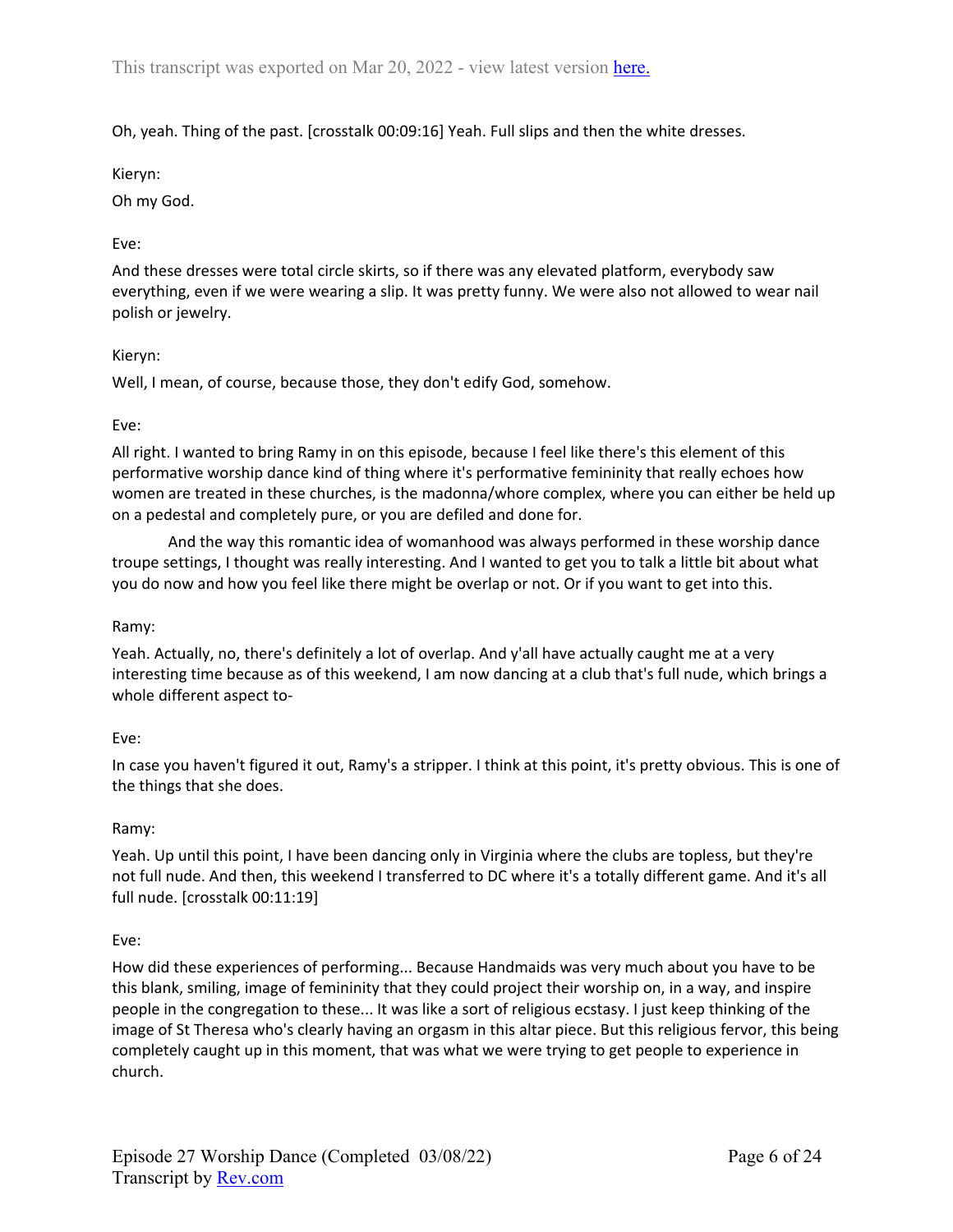Oh, yeah. Thing of the past. [crosstalk 00:09:16] Yeah. Full slips and then the white dresses.

Kieryn:

Oh my God.

Eve:

And these dresses were total circle skirts, so if there was any elevated platform, everybody saw everything, even if we were wearing a slip. It was pretty funny. We were also not allowed to wear nail polish or jewelry.

Kieryn:

Well, I mean, of course, because those, they don't edify God, somehow.

Eve:

All right. I wanted to bring Ramy in on this episode, because I feel like there's this element of this performative worship dance kind of thing where it's performative femininity that really echoes how women are treated in these churches, is the madonna/whore complex, where you can either be held up on a pedestal and completely pure, or you are defiled and done for.

And the way this romantic idea of womanhood was always performed in these worship dance troupe settings, I thought was really interesting. And I wanted to get you to talk a little bit about what you do now and how you feel like there might be overlap or not. Or if you want to get into this.

Ramy:

Yeah. Actually, no, there's definitely a lot of overlap. And y'all have actually caught me at a very interesting time because as of this weekend, I am now dancing at a club that's full nude, which brings a whole different aspect to-

Eve:

In case you haven't figured it out, Ramy's a stripper. I think at this point, it's pretty obvious. This is one of the things that she does.

Ramy:

Yeah. Up until this point, I have been dancing only in Virginia where the clubs are topless, but they're not full nude. And then, this weekend I transferred to DC where it's a totally different game. And it's all full nude. [crosstalk 00:11:19]

Eve:

How did these experiences of performing... Because Handmaids was very much about you have to be this blank, smiling, image of femininity that they could project their worship on, in a way, and inspire people in the congregation to these... It was like a sort of religious ecstasy. I just keep thinking of the image of St Theresa who's clearly having an orgasm in this altar piece. But this religious fervor, this being completely caught up in this moment, that was what we were trying to get people to experience in church.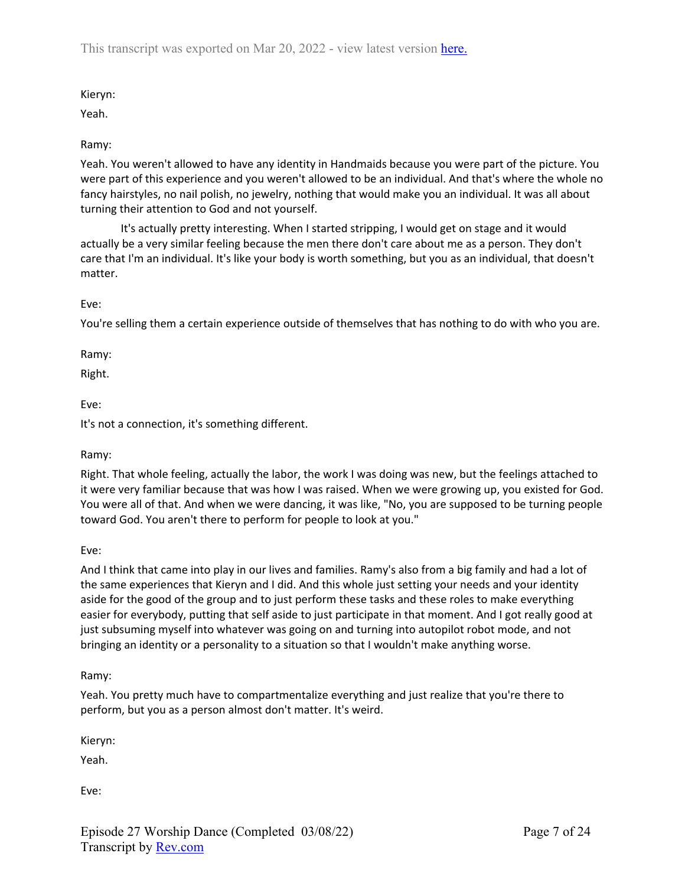Kieryn:

Yeah.

Ramy:

Yeah. You weren't allowed to have any identity in Handmaids because you were part of the picture. You were part of this experience and you weren't allowed to be an individual. And that's where the whole no fancy hairstyles, no nail polish, no jewelry, nothing that would make you an individual. It was all about turning their attention to God and not yourself.

It's actually pretty interesting. When I started stripping, I would get on stage and it would actually be a very similar feeling because the men there don't care about me as a person. They don't care that I'm an individual. It's like your body is worth something, but you as an individual, that doesn't matter.

Eve:

You're selling them a certain experience outside of themselves that has nothing to do with who you are.

Ramy:

Right.

Eve:

It's not a connection, it's something different.

Ramy:

Right. That whole feeling, actually the labor, the work I was doing was new, but the feelings attached to it were very familiar because that was how I was raised. When we were growing up, you existed for God. You were all of that. And when we were dancing, it was like, "No, you are supposed to be turning people toward God. You aren't there to perform for people to look at you."

Eve:

And I think that came into play in our lives and families. Ramy's also from a big family and had a lot of the same experiences that Kieryn and I did. And this whole just setting your needs and your identity aside for the good of the group and to just perform these tasks and these roles to make everything easier for everybody, putting that self aside to just participate in that moment. And I got really good at just subsuming myself into whatever was going on and turning into autopilot robot mode, and not bringing an identity or a personality to a situation so that I wouldn't make anything worse.

Ramy:

Yeah. You pretty much have to compartmentalize everything and just realize that you're there to perform, but you as a person almost don't matter. It's weird.

Kieryn:

Yeah.

Eve: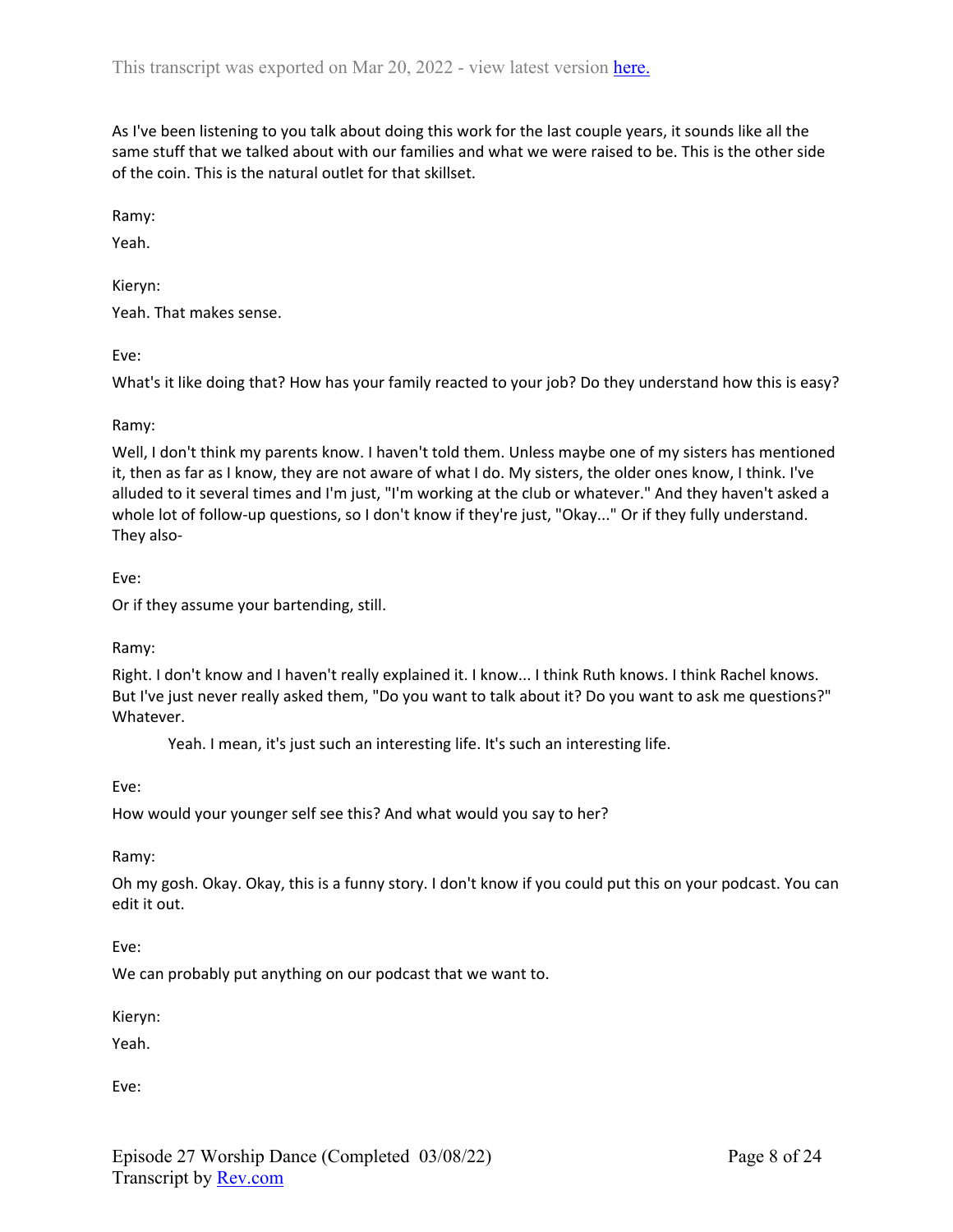As I've been listening to you talk about doing this work for the last couple years, it sounds like all the same stuff that we talked about with our families and what we were raised to be. This is the other side of the coin. This is the natural outlet for that skillset.

Ramy:

Yeah.

Kieryn:

Yeah. That makes sense.

Eve:

What's it like doing that? How has your family reacted to your job? Do they understand how this is easy?

Ramy:

Well, I don't think my parents know. I haven't told them. Unless maybe one of my sisters has mentioned it, then as far as I know, they are not aware of what I do. My sisters, the older ones know, I think. I've alluded to it several times and I'm just, "I'm working at the club or whatever." And they haven't asked a whole lot of follow-up questions, so I don't know if they're just, "Okay..." Or if they fully understand. They also-

Eve:

Or if they assume your bartending, still.

Ramy:

Right. I don't know and I haven't really explained it. I know... I think Ruth knows. I think Rachel knows. But I've just never really asked them, "Do you want to talk about it? Do you want to ask me questions?" Whatever.

Yeah. I mean, it's just such an interesting life. It's such an interesting life.

Eve:

How would your younger self see this? And what would you say to her?

Ramy:

Oh my gosh. Okay. Okay, this is a funny story. I don't know if you could put this on your podcast. You can edit it out.

Eve:

We can probably put anything on our podcast that we want to.

Kieryn:

Yeah.

Eve: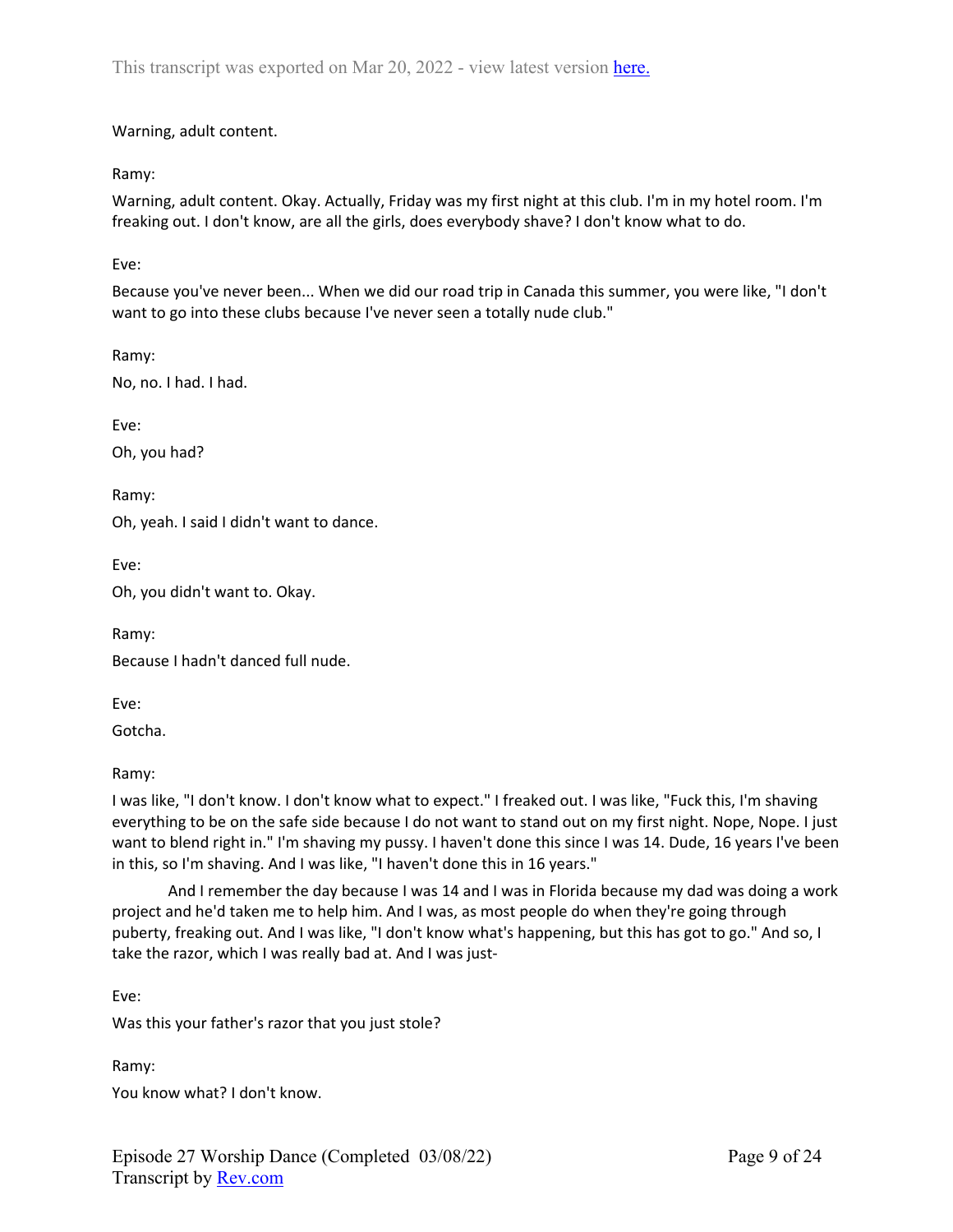Warning, adult content.

Ramy:

Warning, adult content. Okay. Actually, Friday was my first night at this club. I'm in my hotel room. I'm freaking out. I don't know, are all the girls, does everybody shave? I don't know what to do.

Eve:

Because you've never been... When we did our road trip in Canada this summer, you were like, "I don't want to go into these clubs because I've never seen a totally nude club."

Ramy:

No, no. I had. I had.

Eve:

Oh, you had?

Ramy:

Oh, yeah. I said I didn't want to dance.

Eve:

Oh, you didn't want to. Okay.

Ramy:

Because I hadn't danced full nude.

Eve:

Gotcha.

Ramy:

I was like, "I don't know. I don't know what to expect." I freaked out. I was like, "Fuck this, I'm shaving everything to be on the safe side because I do not want to stand out on my first night. Nope, Nope. I just want to blend right in." I'm shaving my pussy. I haven't done this since I was 14. Dude, 16 years I've been in this, so I'm shaving. And I was like, "I haven't done this in 16 years."

And I remember the day because I was 14 and I was in Florida because my dad was doing a work project and he'd taken me to help him. And I was, as most people do when they're going through puberty, freaking out. And I was like, "I don't know what's happening, but this has got to go." And so, I take the razor, which I was really bad at. And I was just-

Eve:

Was this your father's razor that you just stole?

Ramy:

You know what? I don't know.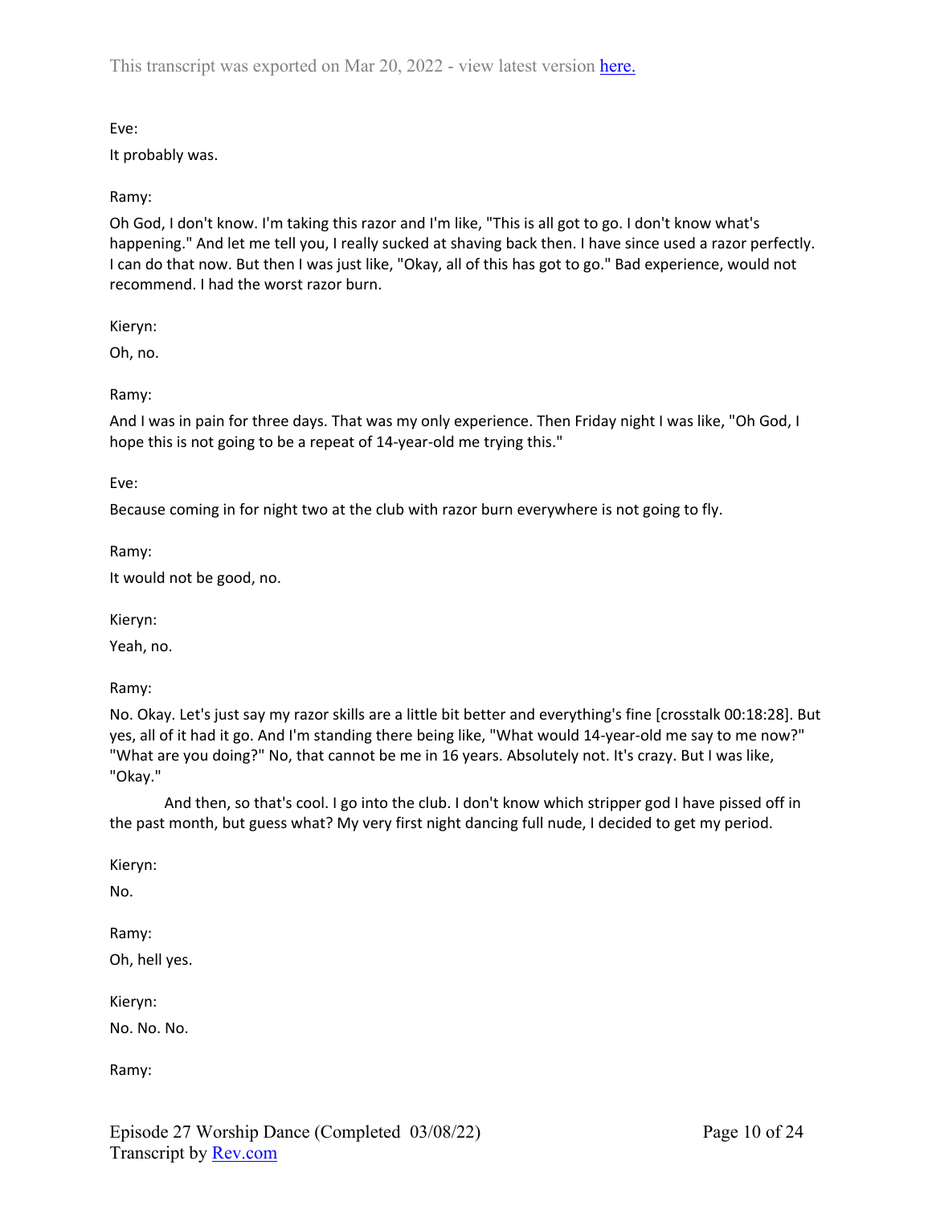Eve:

It probably was.

Ramy:

Oh God, I don't know. I'm taking this razor and I'm like, "This is all got to go. I don't know what's happening." And let me tell you, I really sucked at shaving back then. I have since used a razor perfectly. I can do that now. But then I was just like, "Okay, all of this has got to go." Bad experience, would not recommend. I had the worst razor burn.

Kieryn:

Oh, no.

Ramy:

And I was in pain for three days. That was my only experience. Then Friday night I was like, "Oh God, I hope this is not going to be a repeat of 14-year-old me trying this."

Eve:

Because coming in for night two at the club with razor burn everywhere is not going to fly.

Ramy:

It would not be good, no.

Kieryn:

Yeah, no.

Ramy:

No. Okay. Let's just say my razor skills are a little bit better and everything's fine [crosstalk 00:18:28]. But yes, all of it had it go. And I'm standing there being like, "What would 14-year-old me say to me now?" "What are you doing?" No, that cannot be me in 16 years. Absolutely not. It's crazy. But I was like, "Okay."

And then, so that's cool. I go into the club. I don't know which stripper god I have pissed off in the past month, but guess what? My very first night dancing full nude, I decided to get my period.

Kieryn:

No.

Ramy:

Oh, hell yes.

Kieryn:

No. No. No.

Ramy: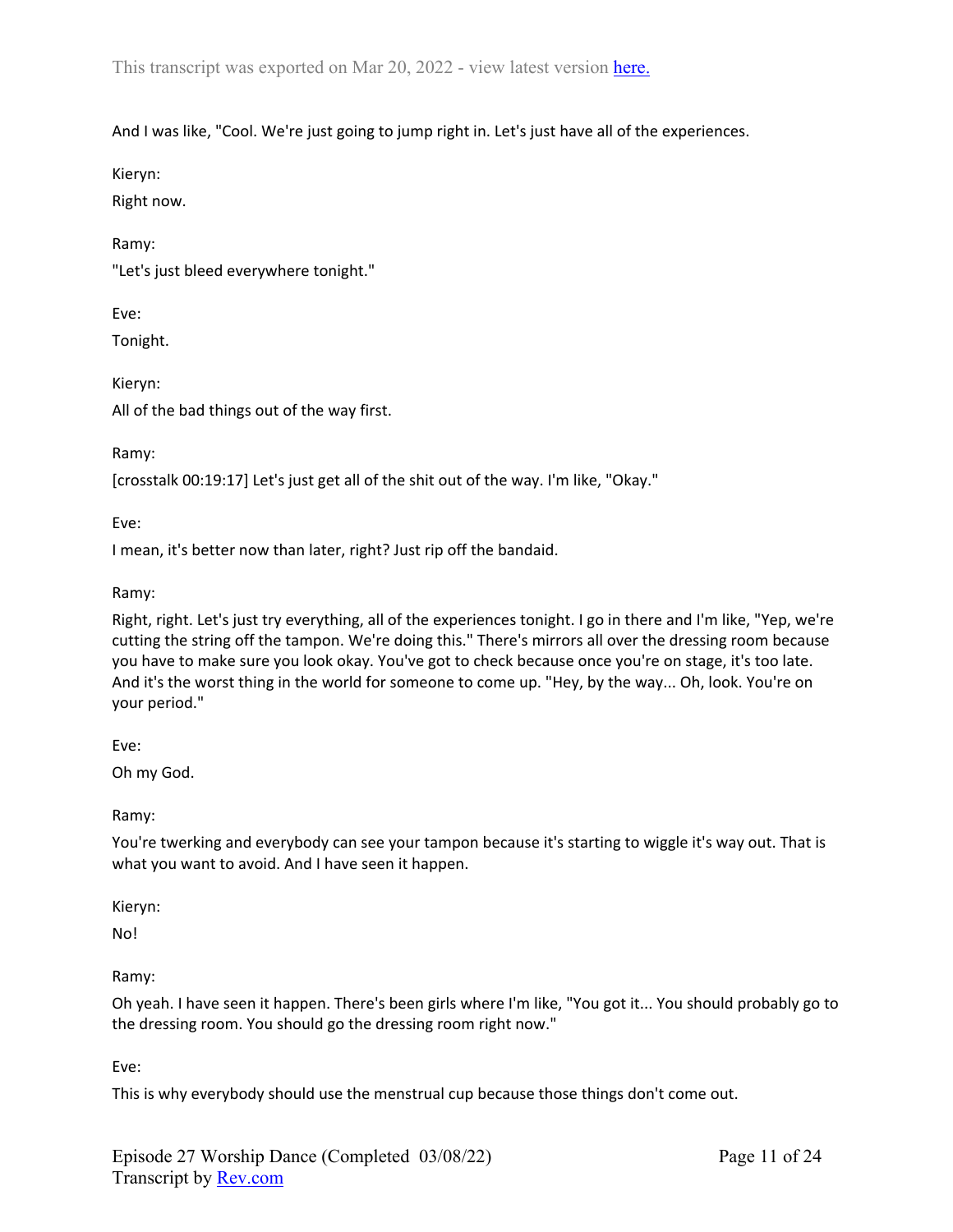And I was like, "Cool. We're just going to jump right in. Let's just have all of the experiences.

Kieryn:

Right now.

Ramy:

"Let's just bleed everywhere tonight."

Eve:

Tonight.

Kieryn:

All of the bad things out of the way first.

Ramy:

[crosstalk 00:19:17] Let's just get all of the shit out of the way. I'm like, "Okay."

Eve:

I mean, it's better now than later, right? Just rip off the bandaid.

Ramy:

Right, right. Let's just try everything, all of the experiences tonight. I go in there and I'm like, "Yep, we're cutting the string off the tampon. We're doing this." There's mirrors all over the dressing room because you have to make sure you look okay. You've got to check because once you're on stage, it's too late. And it's the worst thing in the world for someone to come up. "Hey, by the way... Oh, look. You're on your period."

Eve:

Oh my God.

Ramy:

You're twerking and everybody can see your tampon because it's starting to wiggle it's way out. That is what you want to avoid. And I have seen it happen.

Kieryn:

No!

Ramy:

Oh yeah. I have seen it happen. There's been girls where I'm like, "You got it... You should probably go to the dressing room. You should go the dressing room right now."

Eve:

This is why everybody should use the menstrual cup because those things don't come out.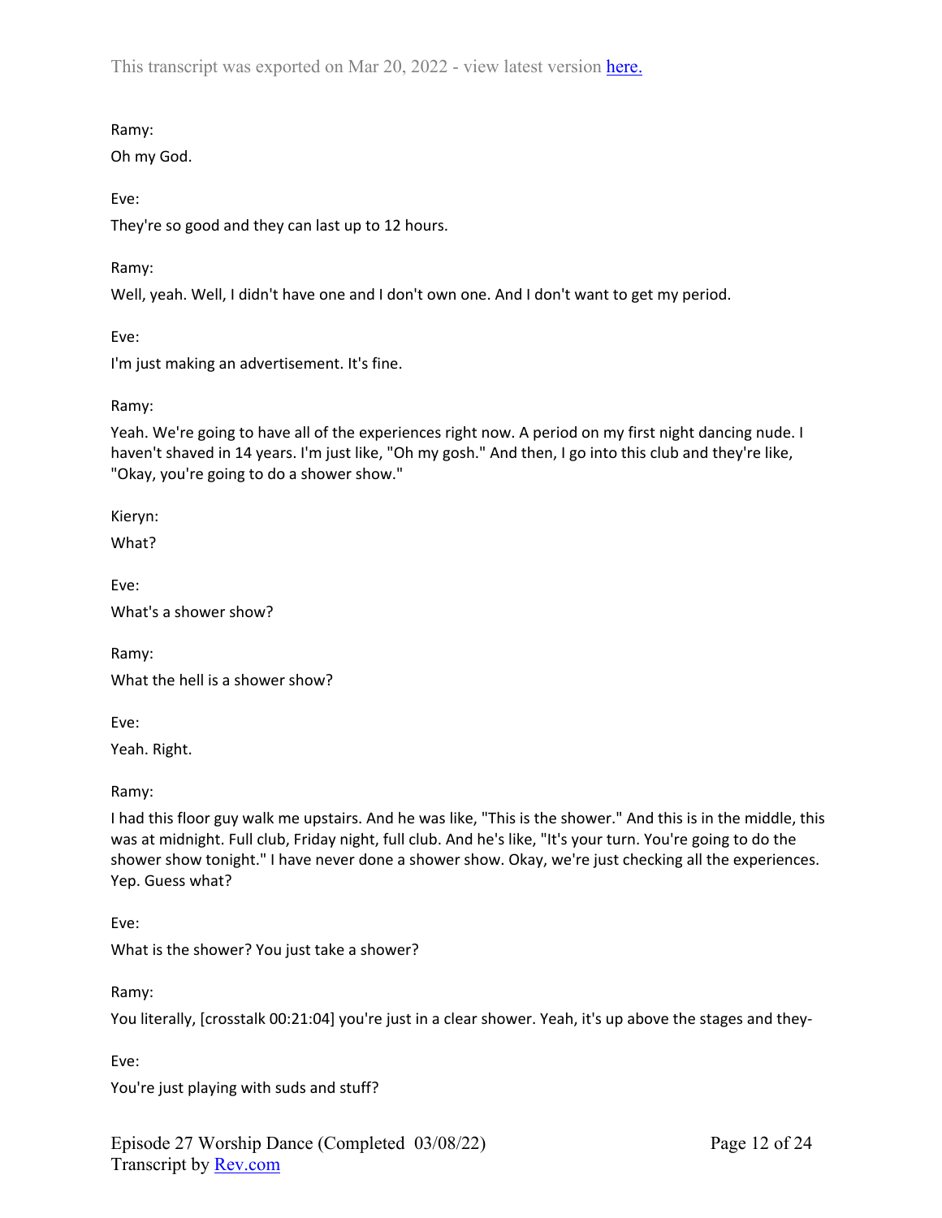Ramy:

Oh my God.

Eve:

They're so good and they can last up to 12 hours.

Ramy:

Well, yeah. Well, I didn't have one and I don't own one. And I don't want to get my period.

Eve:

I'm just making an advertisement. It's fine.

Ramy:

Yeah. We're going to have all of the experiences right now. A period on my first night dancing nude. I haven't shaved in 14 years. I'm just like, "Oh my gosh." And then, I go into this club and they're like, "Okay, you're going to do a shower show."

Kieryn:

What?

Eve:

What's a shower show?

Ramy:

What the hell is a shower show?

Eve:

Yeah. Right.

Ramy:

I had this floor guy walk me upstairs. And he was like, "This is the shower." And this is in the middle, this was at midnight. Full club, Friday night, full club. And he's like, "It's your turn. You're going to do the shower show tonight." I have never done a shower show. Okay, we're just checking all the experiences. Yep. Guess what?

Eve:

What is the shower? You just take a shower?

Ramy:

You literally, [crosstalk 00:21:04] you're just in a clear shower. Yeah, it's up above the stages and they-

Eve:

You're just playing with suds and stuff?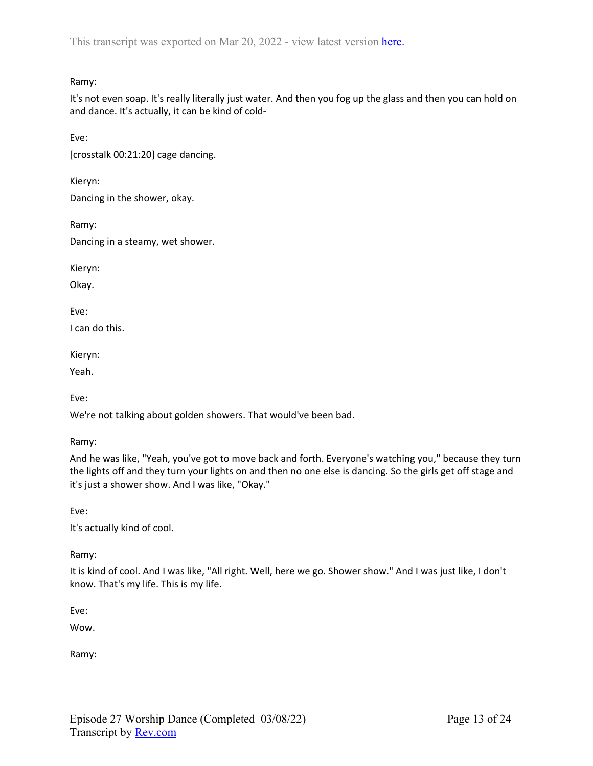Ramy:

It's not even soap. It's really literally just water. And then you fog up the glass and then you can hold on and dance. It's actually, it can be kind of cold-

Eve:

[crosstalk 00:21:20] cage dancing.

Kieryn:

Dancing in the shower, okay.

Ramy:

Dancing in a steamy, wet shower.

Kieryn:

Okay.

Eve:

I can do this.

Kieryn:

Yeah.

Eve:

We're not talking about golden showers. That would've been bad.

Ramy:

And he was like, "Yeah, you've got to move back and forth. Everyone's watching you," because they turn the lights off and they turn your lights on and then no one else is dancing. So the girls get off stage and it's just a shower show. And I was like, "Okay."

Eve:

It's actually kind of cool.

Ramy:

It is kind of cool. And I was like, "All right. Well, here we go. Shower show." And I was just like, I don't know. That's my life. This is my life.

Eve:

Wow.

Ramy: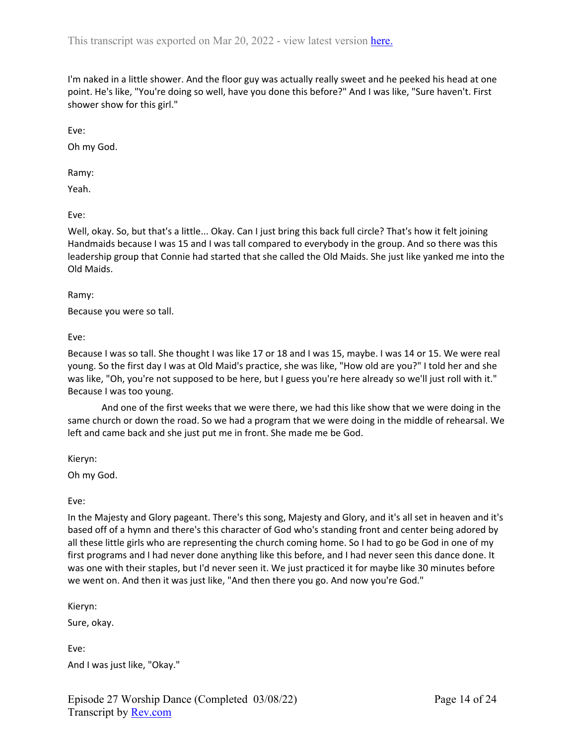I'm naked in a little shower. And the floor guy was actually really sweet and he peeked his head at one point. He's like, "You're doing so well, have you done this before?" And I was like, "Sure haven't. First shower show for this girl."

Eve:

Oh my God.

Ramy:

Yeah.

Eve:

Well, okay. So, but that's a little... Okay. Can I just bring this back full circle? That's how it felt joining Handmaids because I was 15 and I was tall compared to everybody in the group. And so there was this leadership group that Connie had started that she called the Old Maids. She just like yanked me into the Old Maids.

Ramy:

Because you were so tall.

Eve:

Because I was so tall. She thought I was like 17 or 18 and I was 15, maybe. I was 14 or 15. We were real young. So the first day I was at Old Maid's practice, she was like, "How old are you?" I told her and she was like, "Oh, you're not supposed to be here, but I guess you're here already so we'll just roll with it." Because I was too young.

And one of the first weeks that we were there, we had this like show that we were doing in the same church or down the road. So we had a program that we were doing in the middle of rehearsal. We left and came back and she just put me in front. She made me be God.

Kieryn:

Oh my God.

Eve:

In the Majesty and Glory pageant. There's this song, Majesty and Glory, and it's all set in heaven and it's based off of a hymn and there's this character of God who's standing front and center being adored by all these little girls who are representing the church coming home. So I had to go be God in one of my first programs and I had never done anything like this before, and I had never seen this dance done. It was one with their staples, but I'd never seen it. We just practiced it for maybe like 30 minutes before we went on. And then it was just like, "And then there you go. And now you're God."

Kieryn:

Sure, okay.

Eve:

And I was just like, "Okay."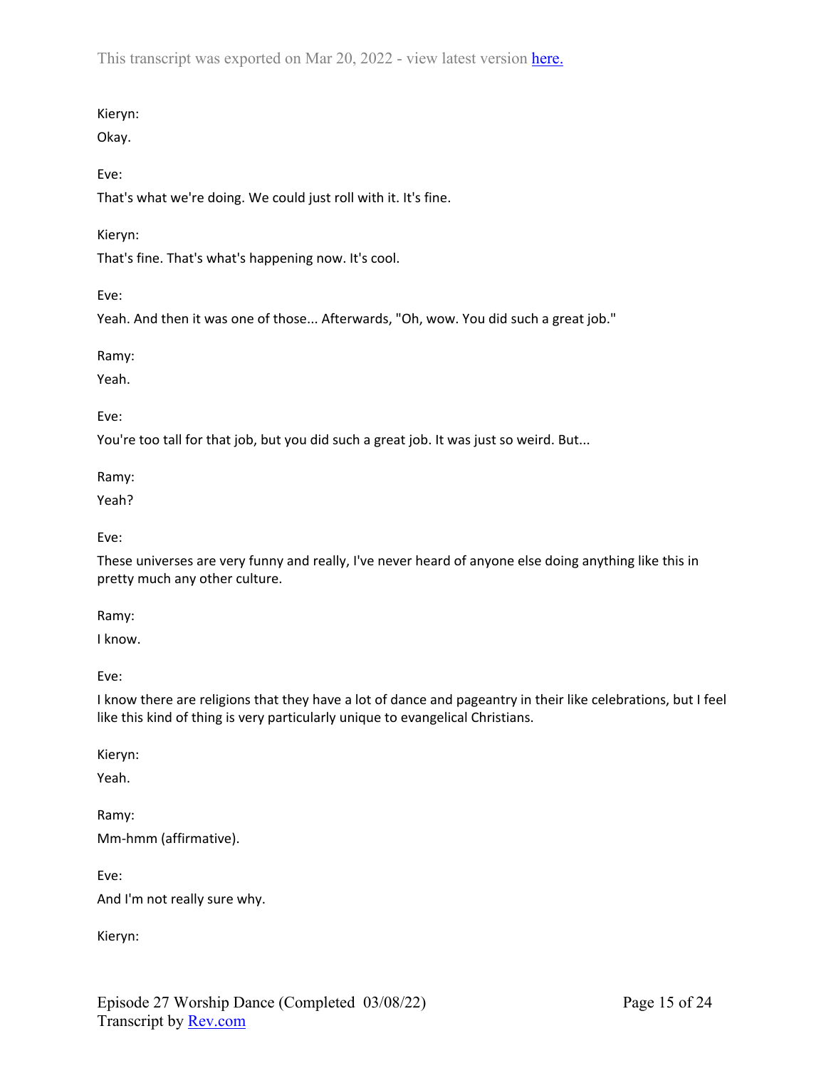Kieryn:

Okay.

Eve:

That's what we're doing. We could just roll with it. It's fine.

Kieryn:

That's fine. That's what's happening now. It's cool.

Eve:

Yeah. And then it was one of those... Afterwards, "Oh, wow. You did such a great job."

Ramy:

Yeah.

Eve:

You're too tall for that job, but you did such a great job. It was just so weird. But...

Ramy:

Yeah?

Eve:

These universes are very funny and really, I've never heard of anyone else doing anything like this in pretty much any other culture.

Ramy:

I know.

Eve:

I know there are religions that they have a lot of dance and pageantry in their like celebrations, but I feel like this kind of thing is very particularly unique to evangelical Christians.

Kieryn:

Yeah.

Ramy:

Mm-hmm (affirmative).

Eve:

And I'm not really sure why.

Kieryn: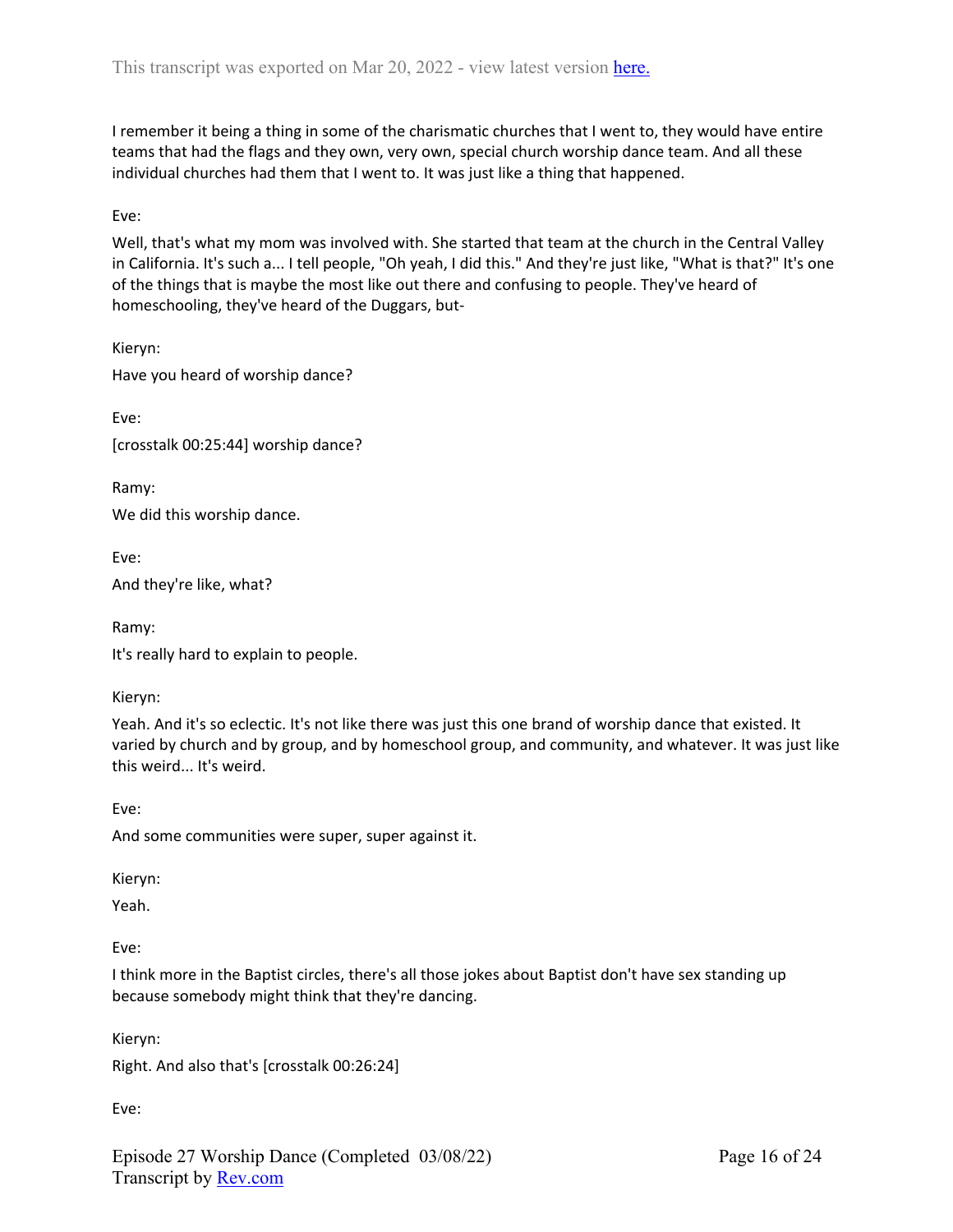I remember it being a thing in some of the charismatic churches that I went to, they would have entire teams that had the flags and they own, very own, special church worship dance team. And all these individual churches had them that I went to. It was just like a thing that happened.

Eve:

Well, that's what my mom was involved with. She started that team at the church in the Central Valley in California. It's such a... I tell people, "Oh yeah, I did this." And they're just like, "What is that?" It's one of the things that is maybe the most like out there and confusing to people. They've heard of homeschooling, they've heard of the Duggars, but-

Kieryn:

Have you heard of worship dance?

Eve:

[crosstalk 00:25:44] worship dance?

Ramy:

We did this worship dance.

Eve:

And they're like, what?

Ramy:

It's really hard to explain to people.

Kieryn:

Yeah. And it's so eclectic. It's not like there was just this one brand of worship dance that existed. It varied by church and by group, and by homeschool group, and community, and whatever. It was just like this weird... It's weird.

Eve:

And some communities were super, super against it.

Kieryn:

Yeah.

Eve:

I think more in the Baptist circles, there's all those jokes about Baptist don't have sex standing up because somebody might think that they're dancing.

Kieryn:

Right. And also that's [crosstalk 00:26:24]

Eve: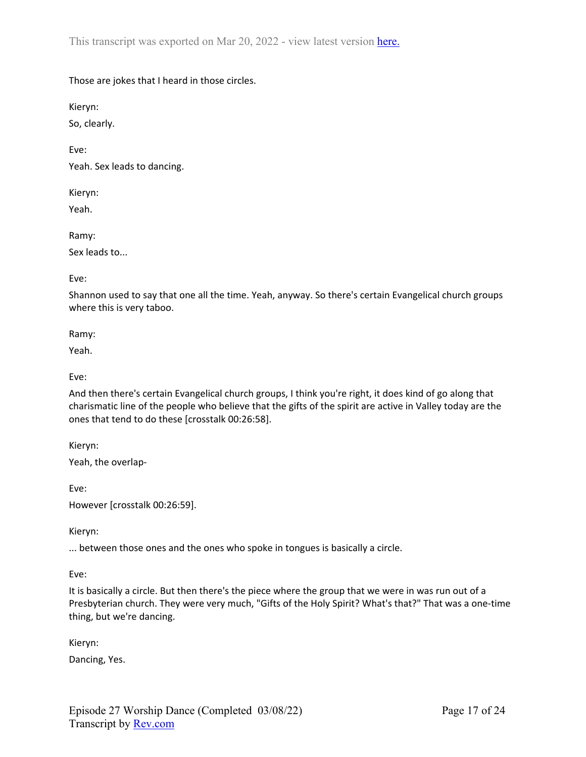Those are jokes that I heard in those circles.

Kieryn:

So, clearly.

Eve:

Yeah. Sex leads to dancing.

Kieryn:

Yeah.

Ramy:

Sex leads to...

Eve:

Shannon used to say that one all the time. Yeah, anyway. So there's certain Evangelical church groups where this is very taboo.

Ramy:

Yeah.

Eve:

And then there's certain Evangelical church groups, I think you're right, it does kind of go along that charismatic line of the people who believe that the gifts of the spirit are active in Valley today are the ones that tend to do these [crosstalk 00:26:58].

Kieryn:

Yeah, the overlap-

Eve:

However [crosstalk 00:26:59].

Kieryn:

... between those ones and the ones who spoke in tongues is basically a circle.

Eve:

It is basically a circle. But then there's the piece where the group that we were in was run out of a Presbyterian church. They were very much, "Gifts of the Holy Spirit? What's that?" That was a one-time thing, but we're dancing.

Kieryn:

Dancing, Yes.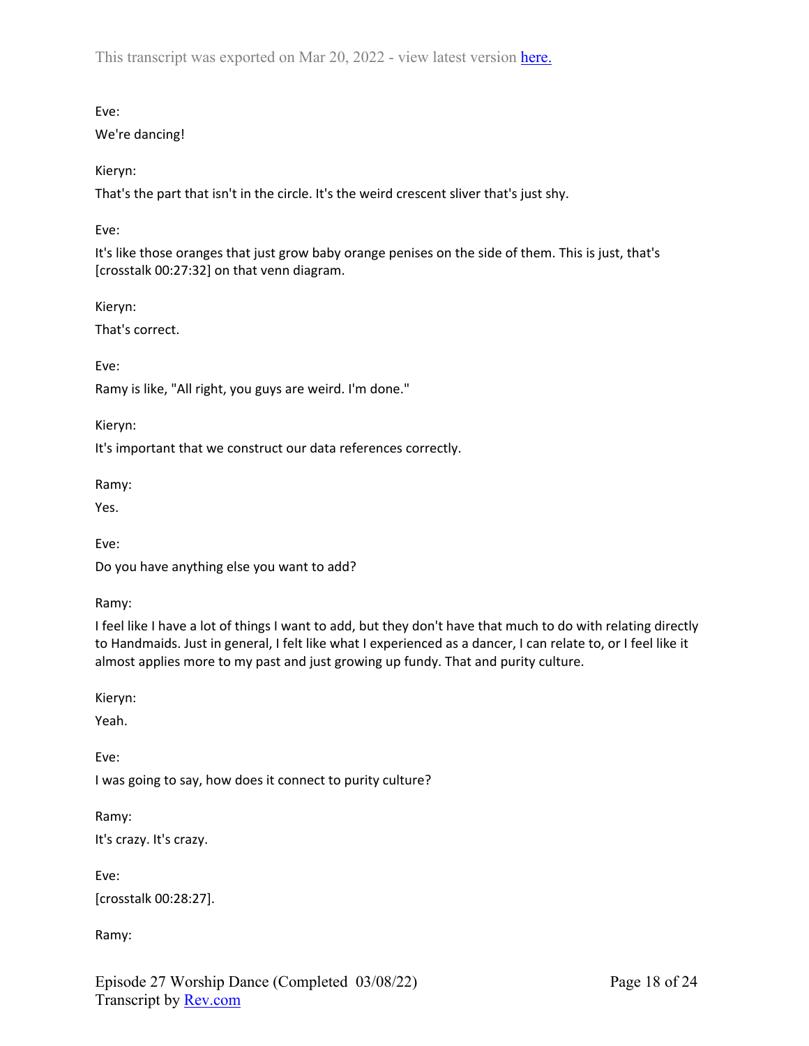Eve:

We're dancing!

Kieryn:

That's the part that isn't in the circle. It's the weird crescent sliver that's just shy.

Eve:

It's like those oranges that just grow baby orange penises on the side of them. This is just, that's [crosstalk 00:27:32] on that venn diagram.

Kieryn:

That's correct.

Eve:

Ramy is like, "All right, you guys are weird. I'm done."

Kieryn:

It's important that we construct our data references correctly.

Ramy:

Yes.

Eve:

Do you have anything else you want to add?

Ramy:

I feel like I have a lot of things I want to add, but they don't have that much to do with relating directly to Handmaids. Just in general, I felt like what I experienced as a dancer, I can relate to, or I feel like it almost applies more to my past and just growing up fundy. That and purity culture.

Kieryn:

Yeah.

Eve:

I was going to say, how does it connect to purity culture?

Ramy:

It's crazy. It's crazy.

Eve:

[crosstalk 00:28:27].

Ramy: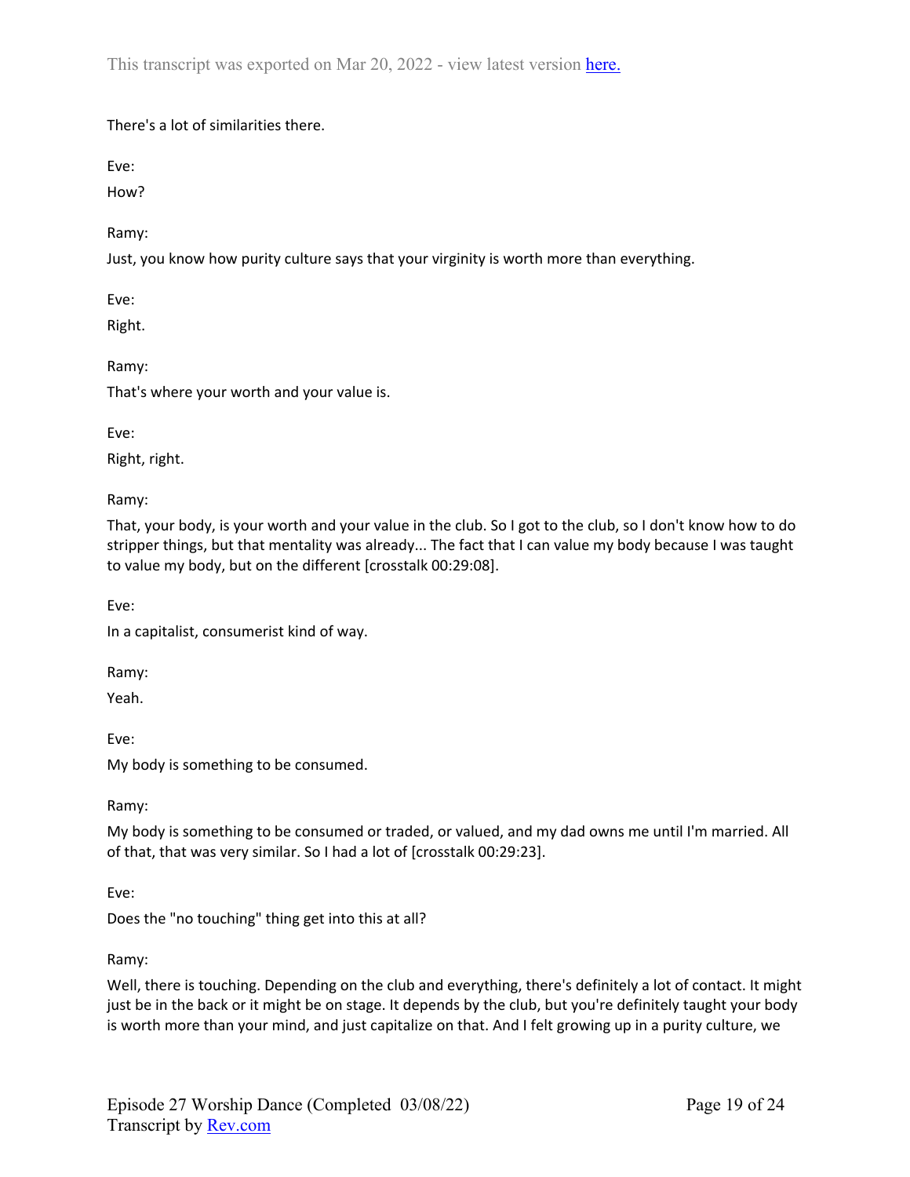There's a lot of similarities there.

Eve:

How?

Ramy:

Just, you know how purity culture says that your virginity is worth more than everything.

Eve:

Right.

Ramy:

That's where your worth and your value is.

Eve:

Right, right.

Ramy:

That, your body, is your worth and your value in the club. So I got to the club, so I don't know how to do stripper things, but that mentality was already... The fact that I can value my body because I was taught to value my body, but on the different [crosstalk 00:29:08].

Eve:

In a capitalist, consumerist kind of way.

Ramy:

Yeah.

Eve:

My body is something to be consumed.

Ramy:

My body is something to be consumed or traded, or valued, and my dad owns me until I'm married. All of that, that was very similar. So I had a lot of [crosstalk 00:29:23].

Eve:

Does the "no touching" thing get into this at all?

Ramy:

Well, there is touching. Depending on the club and everything, there's definitely a lot of contact. It might just be in the back or it might be on stage. It depends by the club, but you're definitely taught your body is worth more than your mind, and just capitalize on that. And I felt growing up in a purity culture, we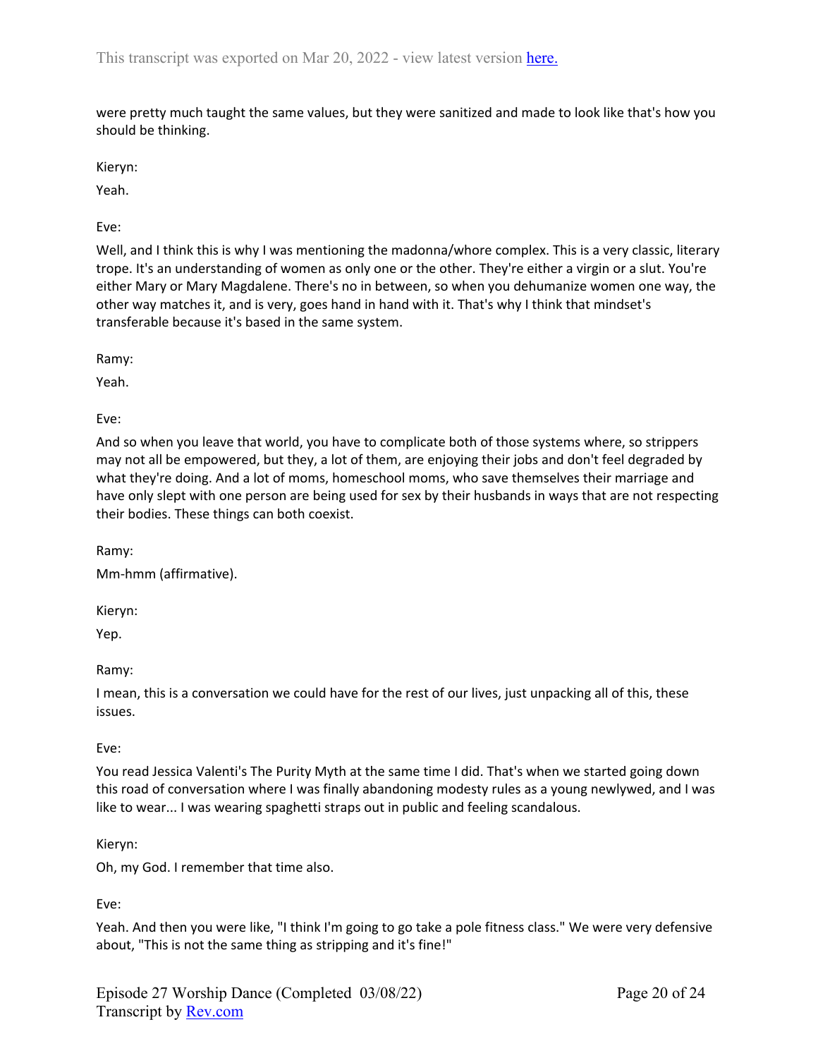were pretty much taught the same values, but they were sanitized and made to look like that's how you should be thinking.

Kieryn:

Yeah.

Eve:

Well, and I think this is why I was mentioning the madonna/whore complex. This is a very classic, literary trope. It's an understanding of women as only one or the other. They're either a virgin or a slut. You're either Mary or Mary Magdalene. There's no in between, so when you dehumanize women one way, the other way matches it, and is very, goes hand in hand with it. That's why I think that mindset's transferable because it's based in the same system.

Ramy:

Yeah.

Eve:

And so when you leave that world, you have to complicate both of those systems where, so strippers may not all be empowered, but they, a lot of them, are enjoying their jobs and don't feel degraded by what they're doing. And a lot of moms, homeschool moms, who save themselves their marriage and have only slept with one person are being used for sex by their husbands in ways that are not respecting their bodies. These things can both coexist.

Ramy:

Mm-hmm (affirmative).

Kieryn:

Yep.

Ramy:

I mean, this is a conversation we could have for the rest of our lives, just unpacking all of this, these issues.

Eve:

You read Jessica Valenti's The Purity Myth at the same time I did. That's when we started going down this road of conversation where I was finally abandoning modesty rules as a young newlywed, and I was like to wear... I was wearing spaghetti straps out in public and feeling scandalous.

Kieryn:

Oh, my God. I remember that time also.

Eve:

Yeah. And then you were like, "I think I'm going to go take a pole fitness class." We were very defensive about, "This is not the same thing as stripping and it's fine!"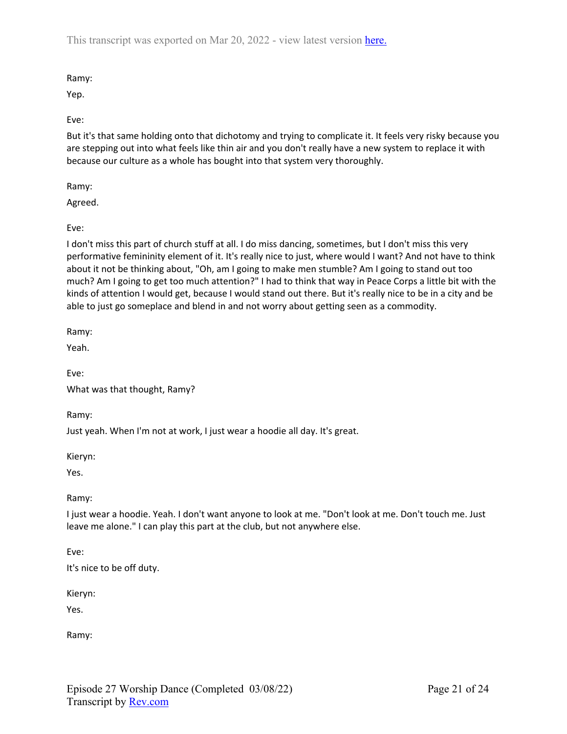Ramy:

Yep.

Eve:

But it's that same holding onto that dichotomy and trying to complicate it. It feels very risky because you are stepping out into what feels like thin air and you don't really have a new system to replace it with because our culture as a whole has bought into that system very thoroughly.

Ramy:

Agreed.

Eve:

I don't miss this part of church stuff at all. I do miss dancing, sometimes, but I don't miss this very performative femininity element of it. It's really nice to just, where would I want? And not have to think about it not be thinking about, "Oh, am I going to make men stumble? Am I going to stand out too much? Am I going to get too much attention?" I had to think that way in Peace Corps a little bit with the kinds of attention I would get, because I would stand out there. But it's really nice to be in a city and be able to just go someplace and blend in and not worry about getting seen as a commodity.

Ramy:

Yeah.

Eve:

What was that thought, Ramy?

Ramy:

Just yeah. When I'm not at work, I just wear a hoodie all day. It's great.

Kieryn:

Yes.

Ramy:

I just wear a hoodie. Yeah. I don't want anyone to look at me. "Don't look at me. Don't touch me. Just leave me alone." I can play this part at the club, but not anywhere else.

Eve:

It's nice to be off duty.

Kieryn:

Yes.

Ramy: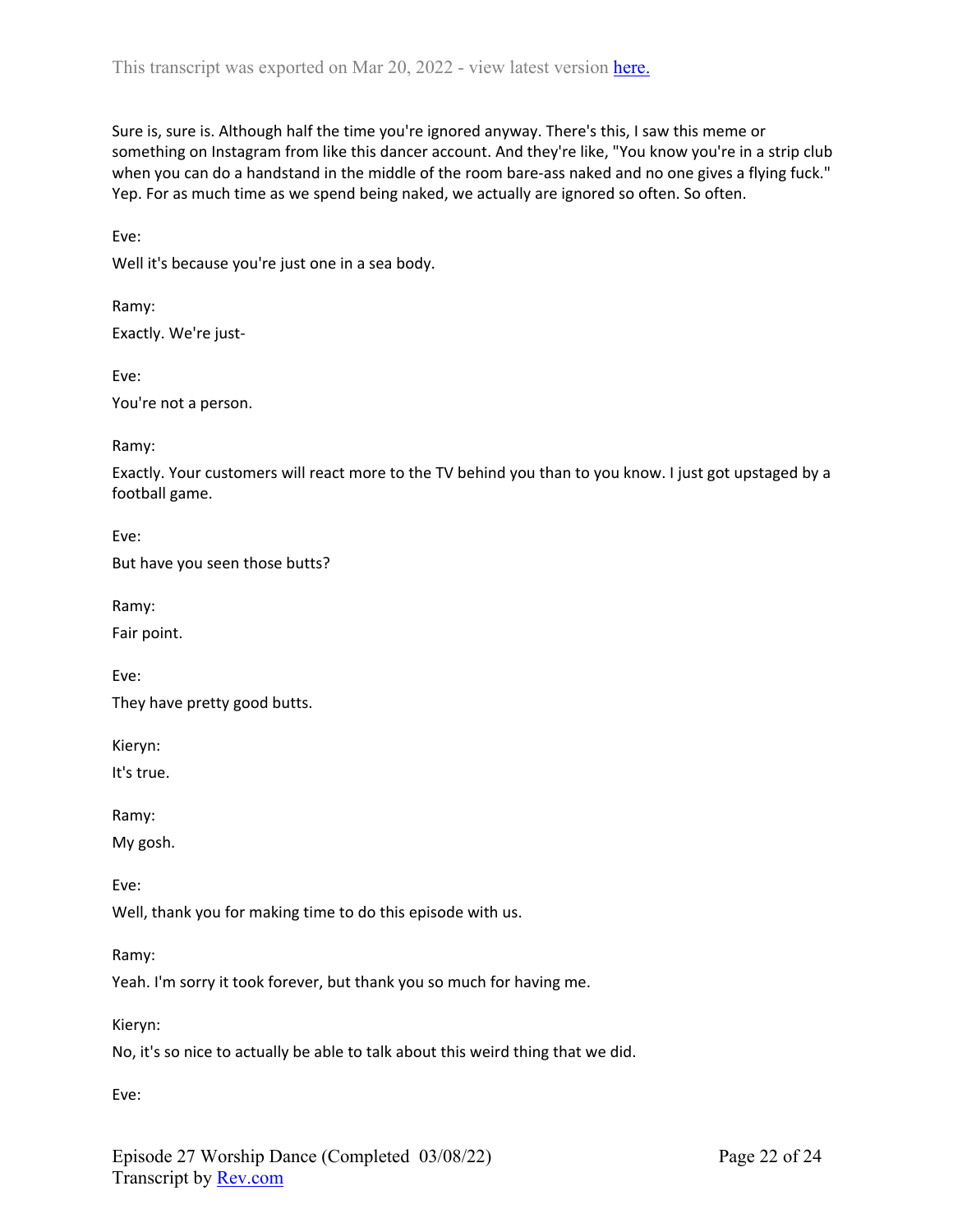Sure is, sure is. Although half the time you're ignored anyway. There's this, I saw this meme or something on Instagram from like this dancer account. And they're like, "You know you're in a strip club when you can do a handstand in the middle of the room bare-ass naked and no one gives a flying fuck." Yep. For as much time as we spend being naked, we actually are ignored so often. So often.

Eve:

Well it's because you're just one in a sea body.

Ramy:

Exactly. We're just-

Eve:

You're not a person.

Ramy:

Exactly. Your customers will react more to the TV behind you than to you know. I just got upstaged by a football game.

Eve:

But have you seen those butts?

Ramy:

Fair point.

Eve:

They have pretty good butts.

Kieryn:

It's true.

Ramy:

My gosh.

Eve:

Well, thank you for making time to do this episode with us.

Ramy:

Yeah. I'm sorry it took forever, but thank you so much for having me.

Kieryn:

No, it's so nice to actually be able to talk about this weird thing that we did.

Eve: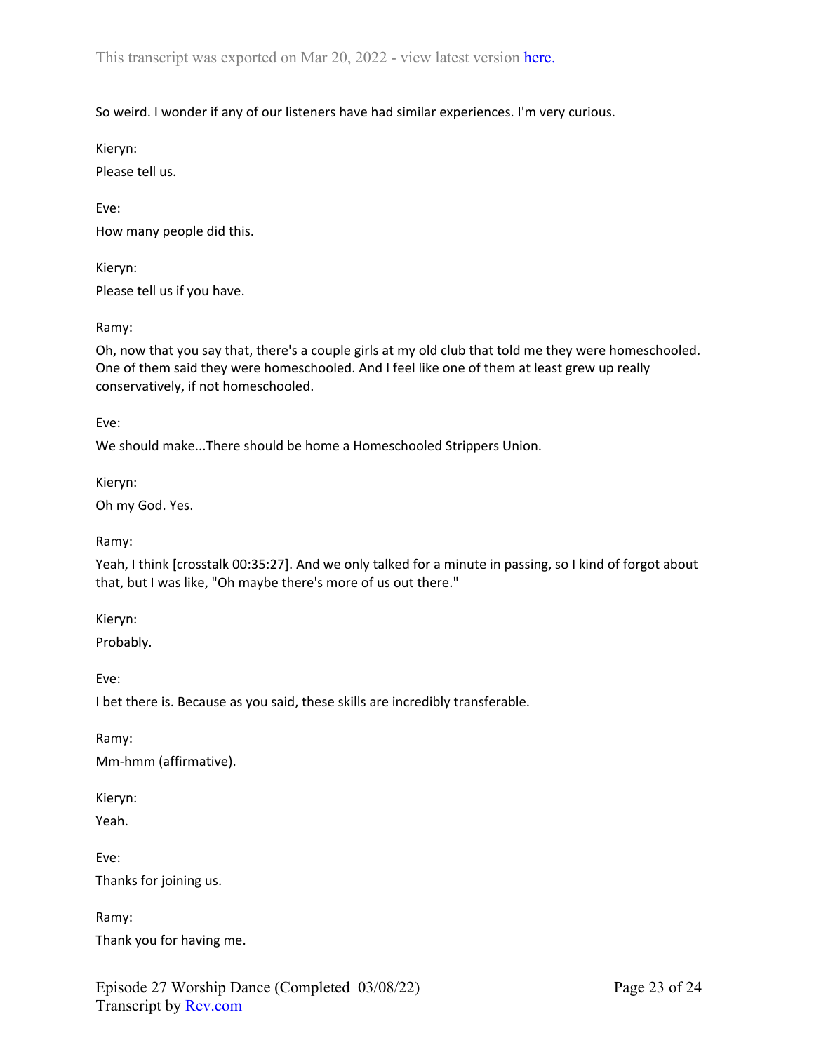So weird. I wonder if any of our listeners have had similar experiences. I'm very curious.

Kieryn:

Please tell us.

Eve:

How many people did this.

Kieryn:

Please tell us if you have.

Ramy:

Oh, now that you say that, there's a couple girls at my old club that told me they were homeschooled. One of them said they were homeschooled. And I feel like one of them at least grew up really conservatively, if not homeschooled.

Eve:

We should make...There should be home a Homeschooled Strippers Union.

Kieryn:

Oh my God. Yes.

Ramy:

Yeah, I think [crosstalk 00:35:27]. And we only talked for a minute in passing, so I kind of forgot about that, but I was like, "Oh maybe there's more of us out there."

Kieryn:

Probably.

Eve:

I bet there is. Because as you said, these skills are incredibly transferable.

Ramy:

Mm-hmm (affirmative).

Kieryn:

Yeah.

Eve:

Thanks for joining us.

Ramy:

Thank you for having me.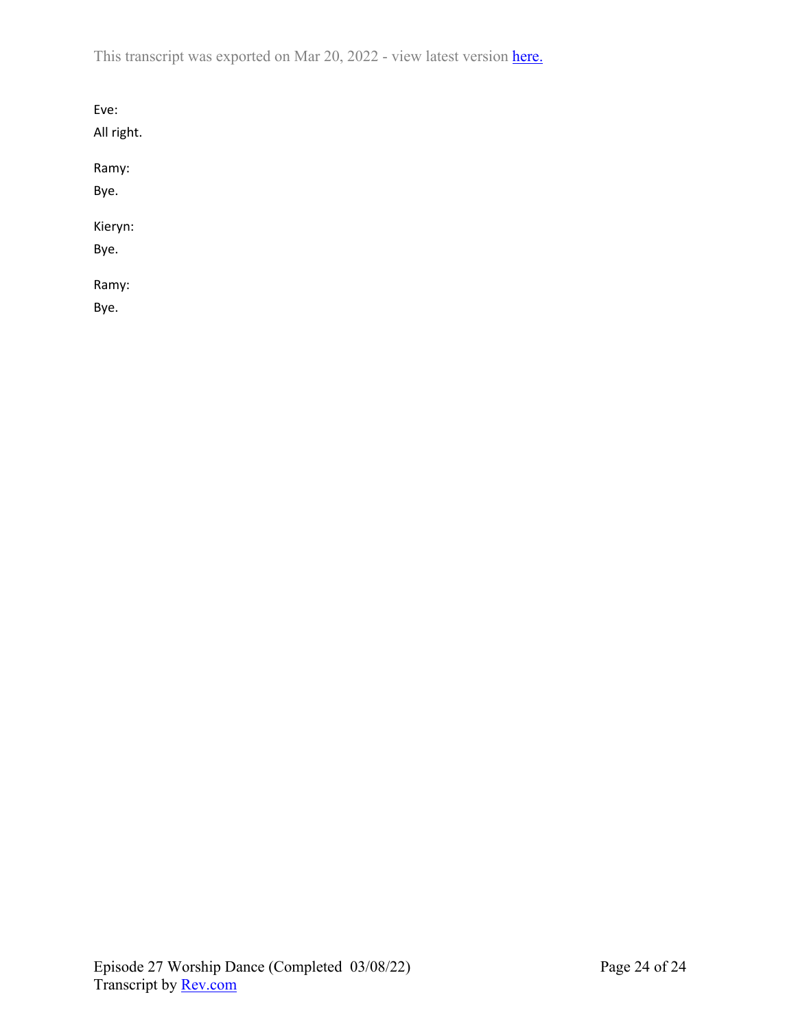Eve:

All right.

Ramy:

Bye.

Kieryn:

Bye.

Ramy:

Bye.